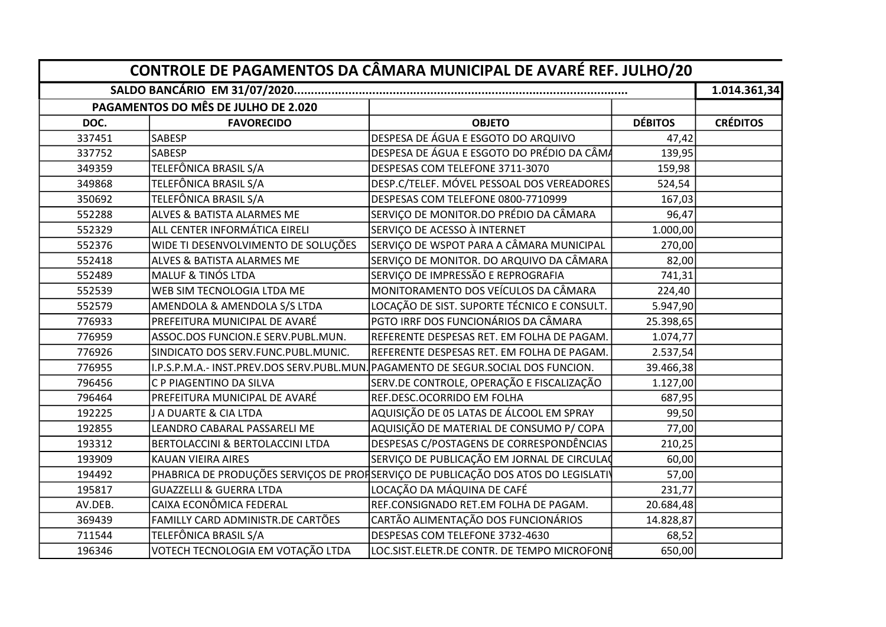| CONTROLE DE PAGAMENTOS DA CÂMARA MUNICIPAL DE AVARÉ REF. JULHO/20 | | | | |
|---|---|---|---|---|
| SALDO BANCÁRIO EM 31/07/2020................................................................................................ | | | | 1.014.361,34 |
| PAGAMENTOS DO MÊS DE JULHO DE 2.020 | | | | |
| **DOC.** | **FAVORECIDO** | **OBJETO** | **DÉBITOS** | **CRÉDITOS** |
| 337451 | SABESP | DESPESA DE ÁGUA E ESGOTO DO ARQUIVO | 47,42 | |
| 337752 | SABESP | DESPESA DE ÁGUA E ESGOTO DO PRÉDIO DA CÂMA | 139,95 | |
| 349359 | TELEFÔNICA BRASIL S/A | DESPESAS COM TELEFONE 3711-3070 | 159,98 | |
| 349868 | TELEFÔNICA BRASIL S/A | DESP.C/TELEF. MÓVEL PESSOAL DOS VEREADORES | 524,54 | |
| 350692 | TELEFÔNICA BRASIL S/A | DESPESAS COM TELEFONE 0800-7710999 | 167,03 | |
| 552288 | ALVES & BATISTA ALARMES ME | SERVIÇO DE MONITOR.DO PRÉDIO DA CÂMARA | 96,47 | |
| 552329 | ALL CENTER INFORMÁTICA EIRELI | SERVIÇO DE ACESSO À INTERNET | 1.000,00 | |
| 552376 | WIDE TI DESENVOLVIMENTO DE SOLUÇÕES | SERVIÇO DE WSPOT PARA A CÂMARA MUNICIPAL | 270,00 | |
| 552418 | ALVES & BATISTA ALARMES ME | SERVIÇO DE MONITOR. DO ARQUIVO DA CÂMARA | 82,00 | |
| 552489 | MALUF & TINÓS LTDA | SERVIÇO DE IMPRESSÃO E REPROGRAFIA | 741,31 | |
| 552539 | WEB SIM TECNOLOGIA LTDA ME | MONITORAMENTO DOS VEÍCULOS DA CÂMARA | 224,40 | |
| 552579 | AMENDOLA & AMENDOLA S/S LTDA | LOCAÇÃO DE SIST. SUPORTE TÉCNICO E CONSULT. | 5.947,90 | |
| 776933 | PREFEITURA MUNICIPAL DE AVARÉ | PGTO IRRF DOS FUNCIONÁRIOS DA CÂMARA | 25.398,65 | |
| 776959 | ASSOC.DOS FUNCION.E SERV.PUBL.MUN. | REFERENTE DESPESAS RET. EM FOLHA DE PAGAM. | 1.074,77 | |
| 776926 | SINDICATO DOS SERV.FUNC.PUBL.MUNIC. | REFERENTE DESPESAS RET. EM FOLHA DE PAGAM. | 2.537,54 | |
| 776955 | I.P.S.P.M.A.- INST.PREV.DOS SERV.PUBL.MUN. | PAGAMENTO DE SEGUR.SOCIAL DOS FUNCION. | 39.466,38 | |
| 796456 | C P PIAGENTINO DA SILVA | SERV.DE CONTROLE, OPERAÇÃO E FISCALIZAÇÃO | 1.127,00 | |
| 796464 | PREFEITURA MUNICIPAL DE AVARÉ | REF.DESC.OCORRIDO EM FOLHA | 687,95 | |
| 192225 | J A DUARTE & CIA LTDA | AQUISIÇÃO DE 05 LATAS DE ÁLCOOL EM SPRAY | 99,50 | |
| 192855 | LEANDRO CABARAL PASSARELI ME | AQUISIÇÃO DE MATERIAL DE CONSUMO P/ COPA | 77,00 | |
| 193312 | BERTOLACCINI & BERTOLACCINI LTDA | DESPESAS C/POSTAGENS DE CORRESPONDÊNCIAS | 210,25 | |
| 193909 | KAUAN VIEIRA AIRES | SERVIÇO DE PUBLICAÇÃO EM JORNAL DE CIRCULAÇ | 60,00 | |
| 194492 | PHABRICA DE PRODUÇÕES SERVIÇOS DE PROP | SERVIÇO DE PUBLICAÇÃO DOS ATOS DO LEGISLATIV | 57,00 | |
| 195817 | GUAZZELLI & GUERRA LTDA | LOCAÇÃO DA MÁQUINA DE CAFÉ | 231,77 | |
| AV.DEB. | CAIXA ECONÔMICA FEDERAL | REF.CONSIGNADO RET.EM FOLHA DE PAGAM. | 20.684,48 | |
| 369439 | FAMILLY CARD ADMINISTR.DE CARTÕES | CARTÃO ALIMENTAÇÃO DOS FUNCIONÁRIOS | 14.828,87 | |
| 711544 | TELEFÔNICA BRASIL S/A | DESPESAS COM TELEFONE 3732-4630 | 68,52 | |
| 196346 | VOTECH TECNOLOGIA EM VOTAÇÃO LTDA | LOC.SIST.ELETR.DE CONTR. DE TEMPO MICROFONE | 650,00 | |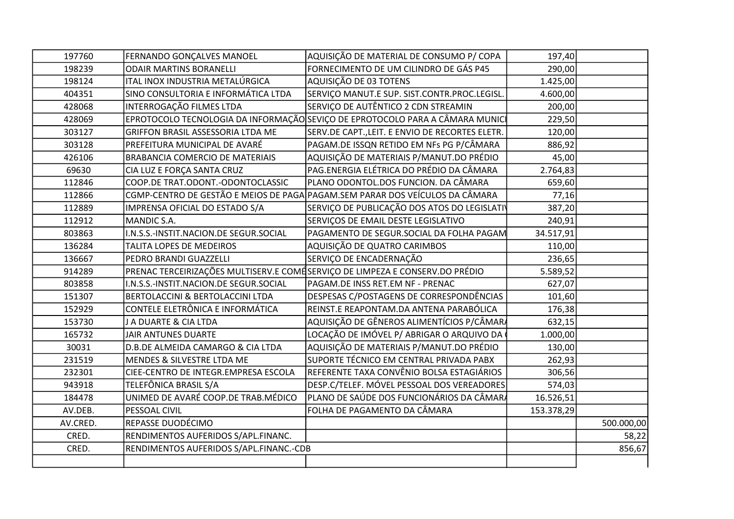| | | | | |
|---|---|---|---|---|
| 197760 | FERNANDO GONÇALVES MANOEL | AQUISIÇÃO DE MATERIAL DE CONSUMO P/ COPA | 197,40 | |
| 198239 | ODAIR MARTINS BORANELLI | FORNECIMENTO DE UM CILINDRO DE GÁS P45 | 290,00 | |
| 198124 | ITAL INOX INDUSTRIA METALÚRGICA | AQUISIÇÃO DE 03 TOTENS | 1.425,00 | |
| 404351 | SINO CONSULTORIA E INFORMÁTICA LTDA | SERVIÇO MANUT.E SUP. SIST.CONTR.PROC.LEGISL. | 4.600,00 | |
| 428068 | INTERROGAÇÃO FILMES LTDA | SERVIÇO DE AUTÊNTICO 2 CDN STREAMIN | 200,00 | |
| 428069 | EPROTOCOLO TECNOLOGIA DA INFORMAÇÃO | SEVIÇO DE EPROTOCOLO PARA A CÂMARA MUNICI | 229,50 | |
| 303127 | GRIFFON BRASIL ASSESSORIA LTDA ME | SERV.DE CAPT.,LEIT. E ENVIO DE RECORTES ELETR. | 120,00 | |
| 303128 | PREFEITURA MUNICIPAL DE AVARÉ | PAGAM.DE ISSQN RETIDO EM NFs PG P/CÂMARA | 886,92 | |
| 426106 | BRABANCIA COMERCIO DE MATERIAIS | AQUISIÇÃO DE MATERIAIS P/MANUT.DO PRÉDIO | 45,00 | |
| 69630 | CIA LUZ E FORÇA SANTA CRUZ | PAG.ENERGIA ELÉTRICA DO PRÉDIO DA CÂMARA | 2.764,83 | |
| 112846 | COOP.DE TRAT.ODONT.-ODONTOCLASSIC | PLANO ODONTOL.DOS FUNCION. DA CÂMARA | 659,60 | |
| 112866 | CGMP-CENTRO DE GESTÃO E MEIOS DE PAGA | PAGAM.SEM PARAR DOS VEÍCULOS DA CÂMARA | 77,16 | |
| 112889 | IMPRENSA OFICIAL DO ESTADO S/A | SERVIÇO DE PUBLICAÇÃO DOS ATOS DO LEGISLATIV | 387,20 | |
| 112912 | MANDIC S.A. | SERVIÇOS DE EMAIL DESTE LEGISLATIVO | 240,91 | |
| 803863 | I.N.S.S.-INSTIT.NACION.DE SEGUR.SOCIAL | PAGAMENTO DE SEGUR.SOCIAL DA FOLHA PAGAM | 34.517,91 | |
| 136284 | TALITA LOPES DE MEDEIROS | AQUISIÇÃO DE QUATRO CARIMBOS | 110,00 | |
| 136667 | PEDRO BRANDI GUAZZELLI | SERVIÇO DE ENCADERNAÇÃO | 236,65 | |
| 914289 | PRENAC TERCEIRIZAÇÕES MULTISERV.E COMÉ | SERVIÇO DE LIMPEZA E CONSERV.DO PRÉDIO | 5.589,52 | |
| 803858 | I.N.S.S.-INSTIT.NACION.DE SEGUR.SOCIAL | PAGAM.DE INSS RET.EM NF - PRENAC | 627,07 | |
| 151307 | BERTOLACCINI & BERTOLACCINI LTDA | DESPESAS C/POSTAGENS DE CORRESPONDÊNCIAS | 101,60 | |
| 152929 | CONTELE ELETRÔNICA E INFORMÁTICA | REINST.E REAPONTAM.DA ANTENA PARABÓLICA | 176,38 | |
| 153730 | J A DUARTE & CIA LTDA | AQUISIÇÃO DE GÊNEROS ALIMENTÍCIOS P/CÂMARA | 632,15 | |
| 165732 | JAIR ANTUNES DUARTE | LOCAÇÃO DE IMÓVEL P/ ABRIGAR O ARQUIVO DA | 1.000,00 | |
| 30031 | D.B.DE ALMEIDA CAMARGO & CIA LTDA | AQUISIÇÃO DE MATERIAIS P/MANUT.DO PRÉDIO | 130,00 | |
| 231519 | MENDES & SILVESTRE LTDA ME | SUPORTE TÉCNICO EM CENTRAL PRIVADA PABX | 262,93 | |
| 232301 | CIEE-CENTRO DE INTEGR.EMPRESA ESCOLA | REFERENTE TAXA CONVÊNIO BOLSA ESTAGIÁRIOS | 306,56 | |
| 943918 | TELEFÔNICA BRASIL S/A | DESP.C/TELEF. MÓVEL PESSOAL DOS VEREADORES | 574,03 | |
| 184478 | UNIMED DE AVARÉ COOP.DE TRAB.MÉDICO | PLANO DE SAÚDE DOS FUNCIONÁRIOS DA CÂMARA | 16.526,51 | |
| AV.DEB. | PESSOAL CIVIL | FOLHA DE PAGAMENTO DA CÂMARA | 153.378,29 | |
| AV.CRED. | REPASSE DUODÉCIMO | | | 500.000,00 |
| CRED. | RENDIMENTOS AUFERIDOS S/APL.FINANC. | | | 58,22 |
| CRED. | RENDIMENTOS AUFERIDOS S/APL.FINANC.-CDB | | | 856,67 |
| | | | | |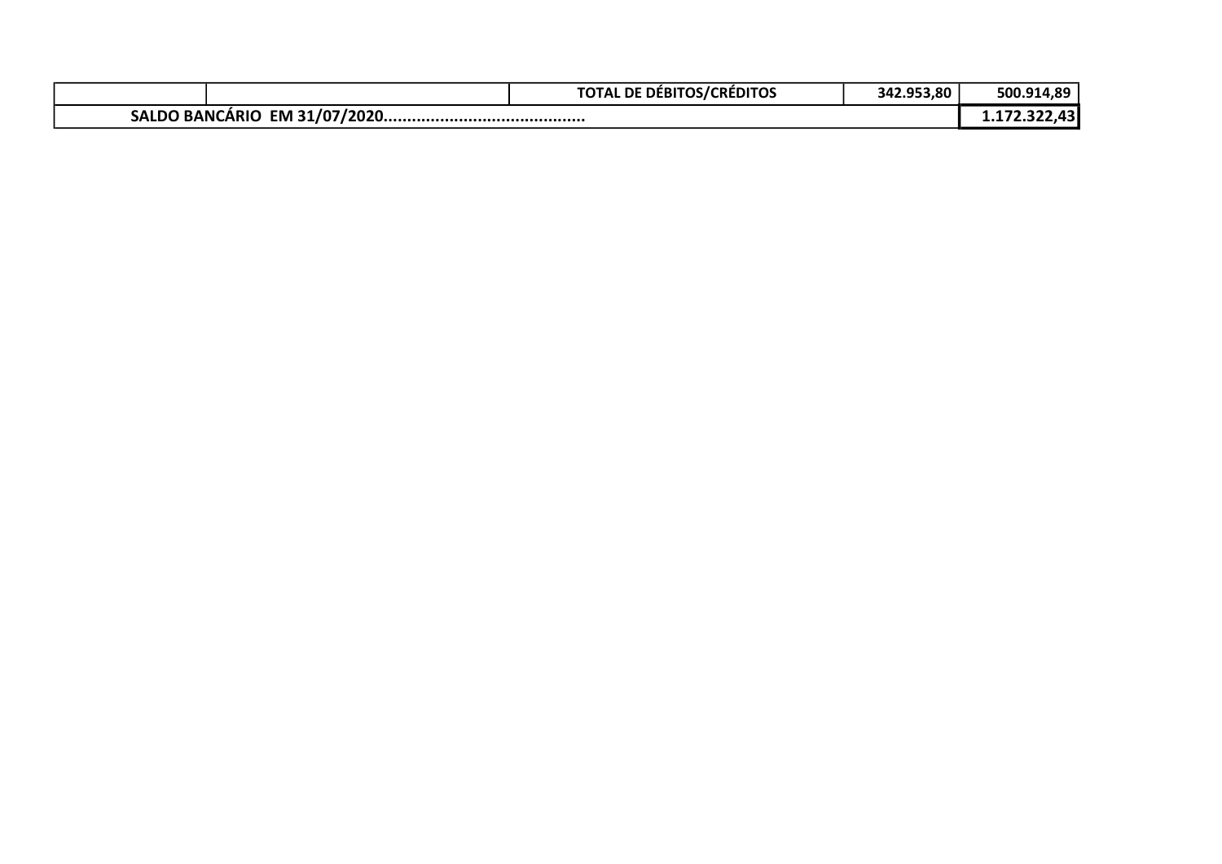| | | | | |
|---|---|---|---|---|
| | | TOTAL DE DÉBITOS/CRÉDITOS | 342.953,80 | 500.914,89 |
| SALDO BANCÁRIO EM 31/07/2020.......................................... | | | | 1.172.322,43 |